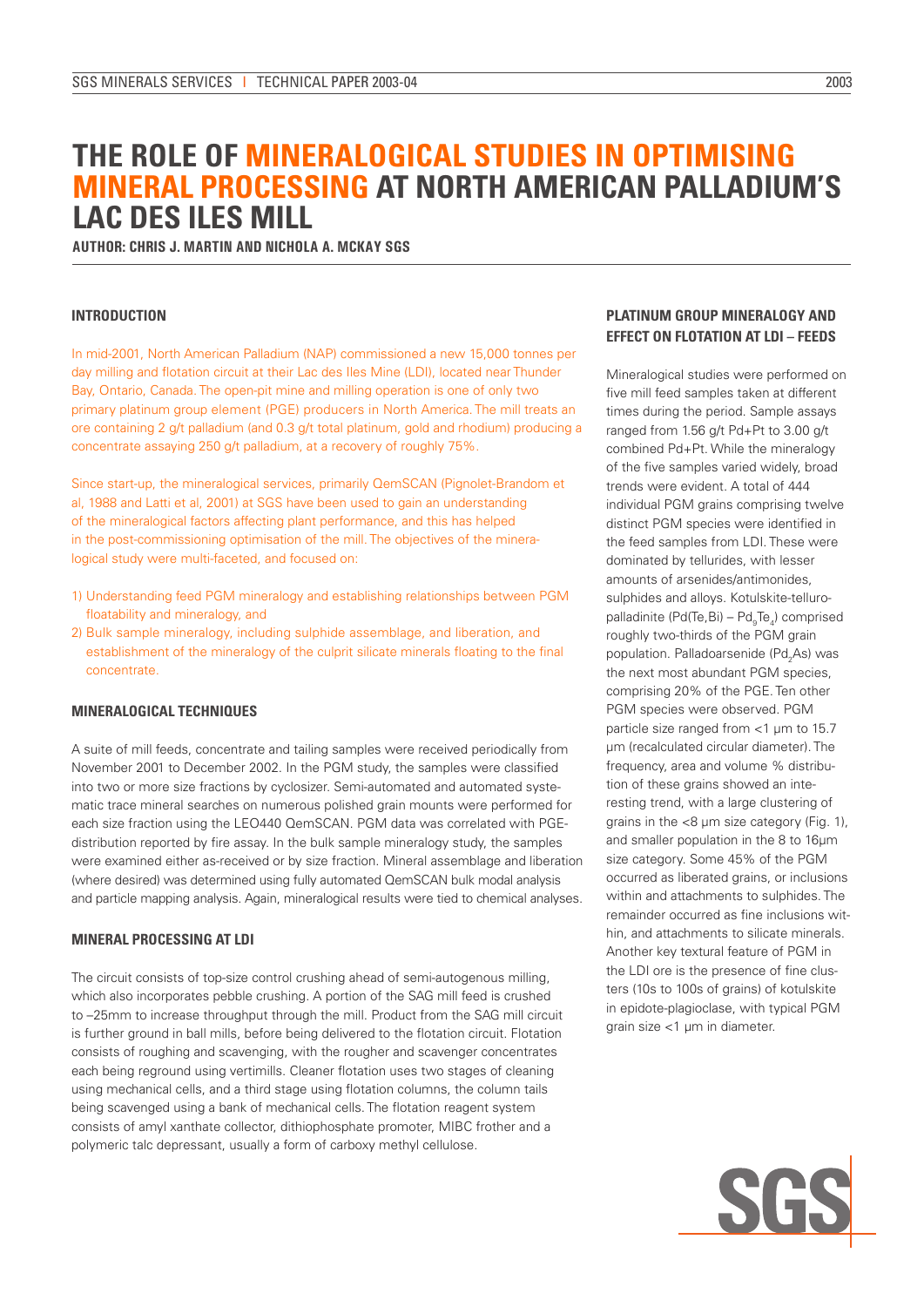# THE ROLE OF MINERALOGICAL STUDIES IN OPTIMISING MINERAL PROCESSING AT NORTH AMERICAN PALLADIUM'S LAC DES ILES MILL

**AUTHOR: CHRIS J. MARTIN AND NICHOLA A. MCKAY SGS**

## INTRODUCTION

In mid-2001, North American Palladium (NAP) commissioned a new 15,000 tonnes per day milling and flotation circuit at their Lac des Iles Mine (LDI), located near Thunder Bay, Ontario, Canada. The open-pit mine and milling operation is one of only two primary platinum group element (PGE) producers in North America. The mill treats an ore containing 2 g/t palladium (and 0.3 g/t total platinum, gold and rhodium) producing a concentrate assaying 250 g/t palladium, at a recovery of roughly 75%.

Since start-up, the mineralogical services, primarily QemSCAN (Pignolet-Brandom et al, 1988 and Latti et al, 2001) at SGS have been used to gain an understanding of the mineralogical factors affecting plant performance, and this has helped in the post-commissioning optimisation of the mill. The objectives of the mineralogical study were multi-faceted, and focused on:

1) Understanding feed PGM mineralogy and establishing relationships between PGM floatability and mineralogy, and
2) Bulk sample mineralogy, including sulphide assemblage, and liberation, and establishment of the mineralogy of the culprit silicate minerals floating to the final concentrate.

## MINERALOGICAL TECHNIQUES

A suite of mill feeds, concentrate and tailing samples were received periodically from November 2001 to December 2002. In the PGM study, the samples were classified into two or more size fractions by cyclosizer. Semi-automated and automated systematic trace mineral searches on numerous polished grain mounts were performed for each size fraction using the LEO440 QemSCAN. PGM data was correlated with PGE-distribution reported by fire assay. In the bulk sample mineralogy study, the samples were examined either as-received or by size fraction. Mineral assemblage and liberation (where desired) was determined using fully automated QemSCAN bulk modal analysis and particle mapping analysis. Again, mineralogical results were tied to chemical analyses.

## MINERAL PROCESSING AT LDI

The circuit consists of top-size control crushing ahead of semi-autogenous milling, which also incorporates pebble crushing. A portion of the SAG mill feed is crushed to –25mm to increase throughput through the mill. Product from the SAG mill circuit is further ground in ball mills, before being delivered to the flotation circuit. Flotation consists of roughing and scavenging, with the rougher and scavenger concentrates each being reground using vertimills. Cleaner flotation uses two stages of cleaning using mechanical cells, and a third stage using flotation columns, the column tails being scavenged using a bank of mechanical cells. The flotation reagent system consists of amyl xanthate collector, dithiophosphate promoter, MIBC frother and a polymeric talc depressant, usually a form of carboxy methyl cellulose.

## PLATINUM GROUP MINERALOGY AND EFFECT ON FLOTATION AT LDI – FEEDS

Mineralogical studies were performed on five mill feed samples taken at different times during the period. Sample assays ranged from 1.56 g/t Pd+Pt to 3.00 g/t combined Pd+Pt. While the mineralogy of the five samples varied widely, broad trends were evident. A total of 444 individual PGM grains comprising twelve distinct PGM species were identified in the feed samples from LDI. These were dominated by tellurides, with lesser amounts of arsenides/antimonides, sulphides and alloys. Kotulskite-telluropalladinite (Pd(Te,Bi) – $Pd_9Te_4$) comprised roughly two-thirds of the PGM grain population. Palladoarsenide ($Pd_2As$) was the next most abundant PGM species, comprising 20% of the PGE. Ten other PGM species were observed. PGM particle size ranged from <1 µm to 15.7 µm (recalculated circular diameter). The frequency, area and volume % distribution of these grains showed an interesting trend, with a large clustering of grains in the <8 µm size category (Fig. 1), and smaller population in the 8 to 16µm size category. Some 45% of the PGM occurred as liberated grains, or inclusions within and attachments to sulphides. The remainder occurred as fine inclusions within, and attachments to silicate minerals. Another key textural feature of PGM in the LDI ore is the presence of fine clusters (10s to 100s of grains) of kotulskite in epidote-plagioclase, with typical PGM grain size <1 µm in diameter.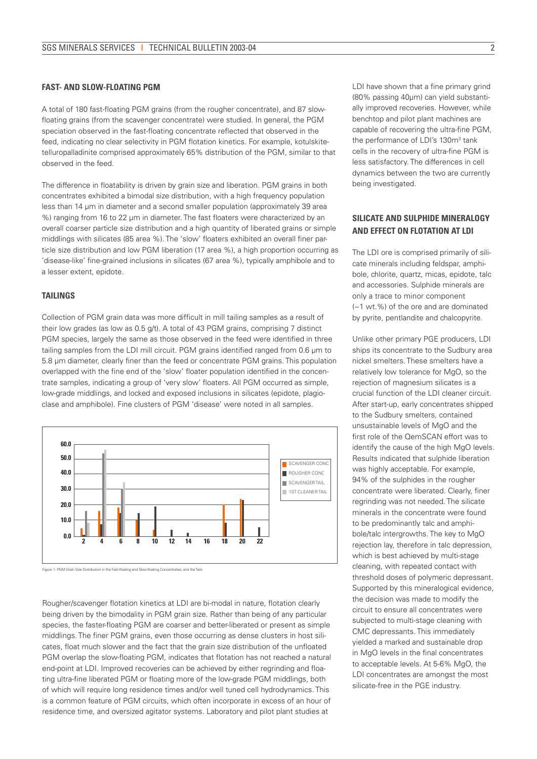### FAST- AND SLOW-FLOATING PGM

A total of 180 fast-floating PGM grains (from the rougher concentrate), and 87 slow-floating grains (from the scavenger concentrate) were studied. In general, the PGM speciation observed in the fast-floating concentrate reflected that observed in the feed, indicating no clear selectivity in PGM flotation kinetics. For example, kotulskite-telluropalladinite comprised approximately 65% distribution of the PGM, similar to that observed in the feed.

The difference in floatability is driven by grain size and liberation. PGM grains in both concentrates exhibited a bimodal size distribution, with a high frequency population less than 14 μm in diameter and a second smaller population (approximately 39 area %) ranging from 16 to 22 μm in diameter. The fast floaters were characterized by an overall coarser particle size distribution and a high quantity of liberated grains or simple middlings with silicates (85 area %). The 'slow' floaters exhibited an overall finer particle size distribution and low PGM liberation (17 area %), a high proportion occurring as 'disease-like' fine-grained inclusions in silicates (67 area %), typically amphibole and to a lesser extent, epidote.

### TAILINGS

Collection of PGM grain data was more difficult in mill tailing samples as a result of their low grades (as low as 0.5 g/t). A total of 43 PGM grains, comprising 7 distinct PGM species, largely the same as those observed in the feed were identified in three tailing samples from the LDI mill circuit. PGM grains identified ranged from 0.6 μm to 5.8 μm diameter, clearly finer than the feed or concentrate PGM grains. This population overlapped with the fine end of the 'slow' floater population identified in the concentrate samples, indicating a group of 'very slow' floaters. All PGM occurred as simple, low-grade middlings, and locked and exposed inclusions in silicates (epidote, plagioclase and amphibole). Fine clusters of PGM 'disease' were noted in all samples.

Figure 1: PGM Grain Size Distribution in the Fast-floating and Slow-floating Concentrates, and the Tails

Rougher/scavenger flotation kinetics at LDI are bi-modal in nature, flotation clearly being driven by the bimodality in PGM grain size. Rather than being of any particular species, the faster-floating PGM are coarser and better-liberated or present as simple middlings. The finer PGM grains, even those occurring as dense clusters in host silicates, float much slower and the fact that the grain size distribution of the unfloated PGM overlap the slow-floating PGM, indicates that flotation has not reached a natural end-point at LDI. Improved recoveries can be achieved by either regrinding and floating ultra-fine liberated PGM or floating more of the low-grade PGM middlings, both of which will require long residence times and/or well tuned cell hydrodynamics. This is a common feature of PGM circuits, which often incorporate in excess of an hour of residence time, and oversized agitator systems. Laboratory and pilot plant studies at LDI have shown that a fine primary grind (80% passing 40μm) can yield substantially improved recoveries. However, while benchtop and pilot plant machines are capable of recovering the ultra-fine PGM, the performance of LDI's 130m$^3$ tank cells in the recovery of ultra-fine PGM is less satisfactory. The differences in cell dynamics between the two are currently being investigated.

### SILICATE AND SULPHIDE MINERALOGY AND EFFECT ON FLOTATION AT LDI

The LDI ore is comprised primarily of silicate minerals including feldspar, amphibole, chlorite, quartz, micas, epidote, talc and accessories. Sulphide minerals are only a trace to minor component (~1 wt.%) of the ore and are dominated by pyrite, pentlandite and chalcopyrite.

Unlike other primary PGE producers, LDI ships its concentrate to the Sudbury area nickel smelters. These smelters have a relatively low tolerance for MgO, so the rejection of magnesium silicates is a crucial function of the LDI cleaner circuit. After start-up, early concentrates shipped to the Sudbury smelters, contained unsustainable levels of MgO and the first role of the QemSCAN effort was to identify the cause of the high MgO levels. Results indicated that sulphide liberation was highly acceptable. For example, 94% of the sulphides in the rougher concentrate were liberated. Clearly, finer regrinding was not needed. The silicate minerals in the concentrate were found to be predominantly talc and amphibole/talc intergrowths. The key to MgO rejection lay, therefore in talc depression, which is best achieved by multi-stage cleaning, with repeated contact with threshold doses of polymeric depressant. Supported by this mineralogical evidence, the decision was made to modify the circuit to ensure all concentrates were subjected to multi-stage cleaning with CMC depressants. This immediately yielded a marked and sustainable drop in MgO levels in the final concentrates to acceptable levels. At 5-6% MgO, the LDI concentrates are amongst the most silicate-free in the PGE industry.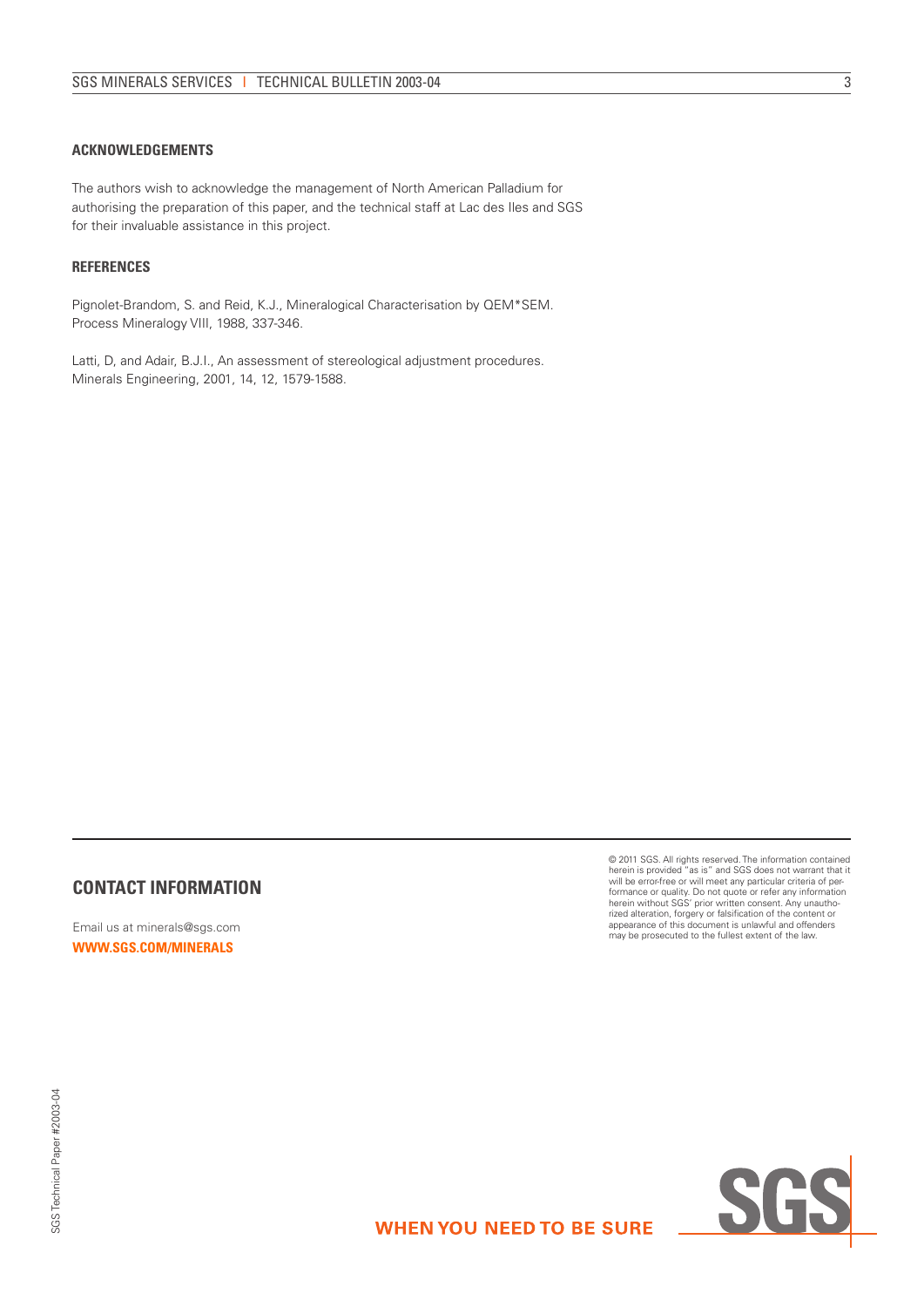## ACKNOWLEDGEMENTS

The authors wish to acknowledge the management of North American Palladium for authorising the preparation of this paper, and the technical staff at Lac des Iles and SGS for their invaluable assistance in this project.

## REFERENCES

Pignolet-Brandom, S. and Reid, K.J., Mineralogical Characterisation by QEM*SEM. Process Mineralogy VIII, 1988, 337-346.

Latti, D, and Adair, B.J.I., An assessment of stereological adjustment procedures. Minerals Engineering, 2001, 14, 12, 1579-1588.

## CONTACT INFORMATION

Email us at minerals@sgs.com

**WWW.SGS.COM/MINERALS**

© 2011 SGS. All rights reserved. The information contained herein is provided "as is" and SGS does not warrant that it will be error-free or will meet any particular criteria of performance or quality. Do not quote or refer any information herein without SGS' prior written consent. Any unauthorized alteration, forgery or falsification of the content or appearance of this document is unlawful and offenders may be prosecuted to the fullest extent of the law.

SGS Technical Paper #2003-04

**WHEN YOU NEED TO BE SURE**

SGS